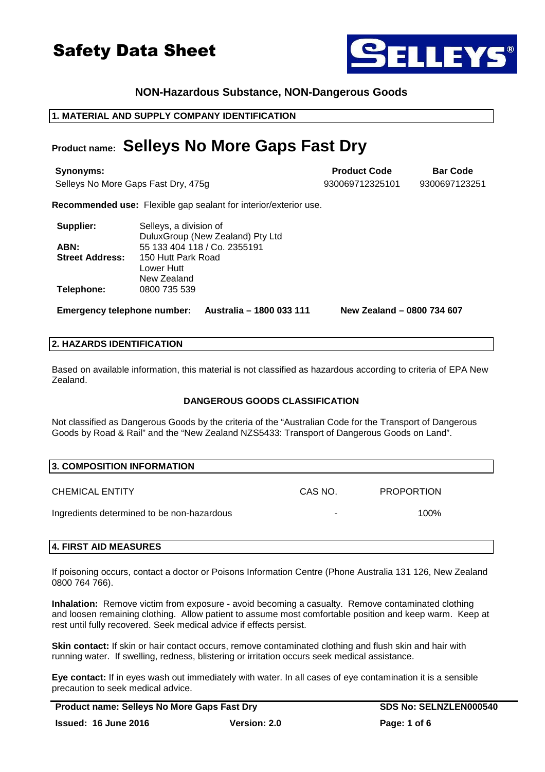# Safety Data Sheet

**NON-Hazardous Substance, NON-Dangerous Goods**

## 1. MATERIAL AND SUPPLY COMPANY IDENTIFICATION

**Product name: Selleys No More Gaps Fast Dry**

| **Synonyms:** | **Product Code** | **Bar Code** |
|---|---|---|
| Selleys No More Gaps Fast Dry, 475g | 930069712325101 | 9300697123251 |

**Recommended use:** Flexible gap sealant for interior/exterior use.

**Supplier:** Selleys, a division of DuluxGroup (New Zealand) Pty Ltd
**ABN:** 55 133 404 118 / Co. 2355191
**Street Address:** 150 Hutt Park Road, Lower Hutt, New Zealand
**Telephone:** 0800 735 539

**Emergency telephone number:** **Australia – 1800 033 111** **New Zealand – 0800 734 607**

## 2. HAZARDS IDENTIFICATION

Based on available information, this material is not classified as hazardous according to criteria of EPA New Zealand.

**DANGEROUS GOODS CLASSIFICATION**

Not classified as Dangerous Goods by the criteria of the "Australian Code for the Transport of Dangerous Goods by Road & Rail" and the "New Zealand NZS5433: Transport of Dangerous Goods on Land".

## 3. COMPOSITION INFORMATION

| CHEMICAL ENTITY | CAS NO. | PROPORTION |
|---|---|---|
| Ingredients determined to be non-hazardous | - | 100% |

## 4. FIRST AID MEASURES

If poisoning occurs, contact a doctor or Poisons Information Centre (Phone Australia 131 126, New Zealand 0800 764 766).

**Inhalation:** Remove victim from exposure - avoid becoming a casualty. Remove contaminated clothing and loosen remaining clothing. Allow patient to assume most comfortable position and keep warm. Keep at rest until fully recovered. Seek medical advice if effects persist.

**Skin contact:** If skin or hair contact occurs, remove contaminated clothing and flush skin and hair with running water. If swelling, redness, blistering or irritation occurs seek medical assistance.

**Eye contact:** If in eyes wash out immediately with water. In all cases of eye contamination it is a sensible precaution to seek medical advice.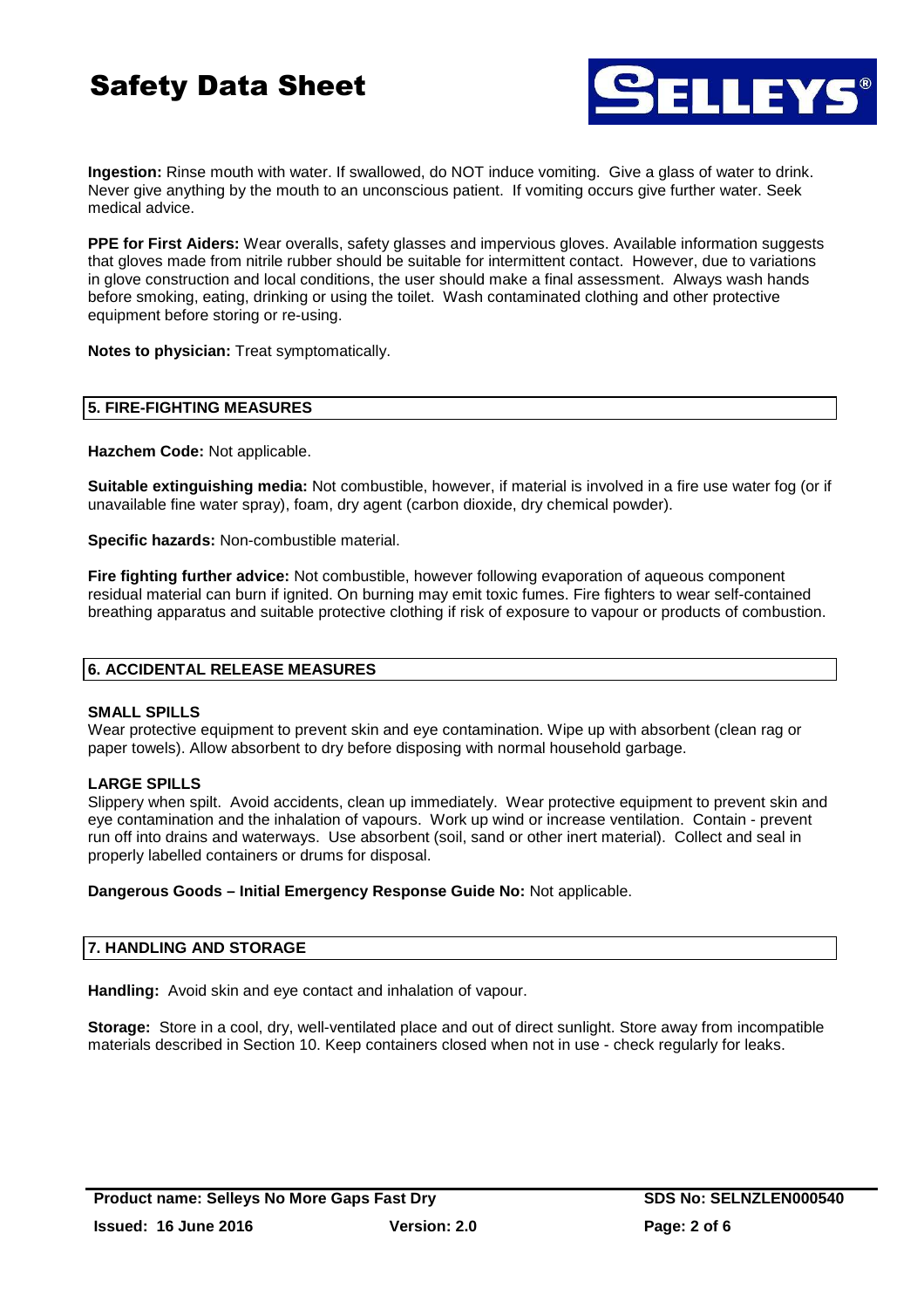**Ingestion:** Rinse mouth with water. If swallowed, do NOT induce vomiting. Give a glass of water to drink. Never give anything by the mouth to an unconscious patient. If vomiting occurs give further water. Seek medical advice.

**PPE for First Aiders:** Wear overalls, safety glasses and impervious gloves. Available information suggests that gloves made from nitrile rubber should be suitable for intermittent contact. However, due to variations in glove construction and local conditions, the user should make a final assessment. Always wash hands before smoking, eating, drinking or using the toilet. Wash contaminated clothing and other protective equipment before storing or re-using.

**Notes to physician:** Treat symptomatically.

## 5. FIRE-FIGHTING MEASURES

**Hazchem Code:** Not applicable.

**Suitable extinguishing media:** Not combustible, however, if material is involved in a fire use water fog (or if unavailable fine water spray), foam, dry agent (carbon dioxide, dry chemical powder).

**Specific hazards:** Non-combustible material.

**Fire fighting further advice:** Not combustible, however following evaporation of aqueous component residual material can burn if ignited. On burning may emit toxic fumes. Fire fighters to wear self-contained breathing apparatus and suitable protective clothing if risk of exposure to vapour or products of combustion.

## 6. ACCIDENTAL RELEASE MEASURES

**SMALL SPILLS**

Wear protective equipment to prevent skin and eye contamination. Wipe up with absorbent (clean rag or paper towels). Allow absorbent to dry before disposing with normal household garbage.

**LARGE SPILLS**

Slippery when spilt. Avoid accidents, clean up immediately. Wear protective equipment to prevent skin and eye contamination and the inhalation of vapours. Work up wind or increase ventilation. Contain - prevent run off into drains and waterways. Use absorbent (soil, sand or other inert material). Collect and seal in properly labelled containers or drums for disposal.

**Dangerous Goods – Initial Emergency Response Guide No:** Not applicable.

## 7. HANDLING AND STORAGE

**Handling:** Avoid skin and eye contact and inhalation of vapour.

**Storage:** Store in a cool, dry, well-ventilated place and out of direct sunlight. Store away from incompatible materials described in Section 10. Keep containers closed when not in use - check regularly for leaks.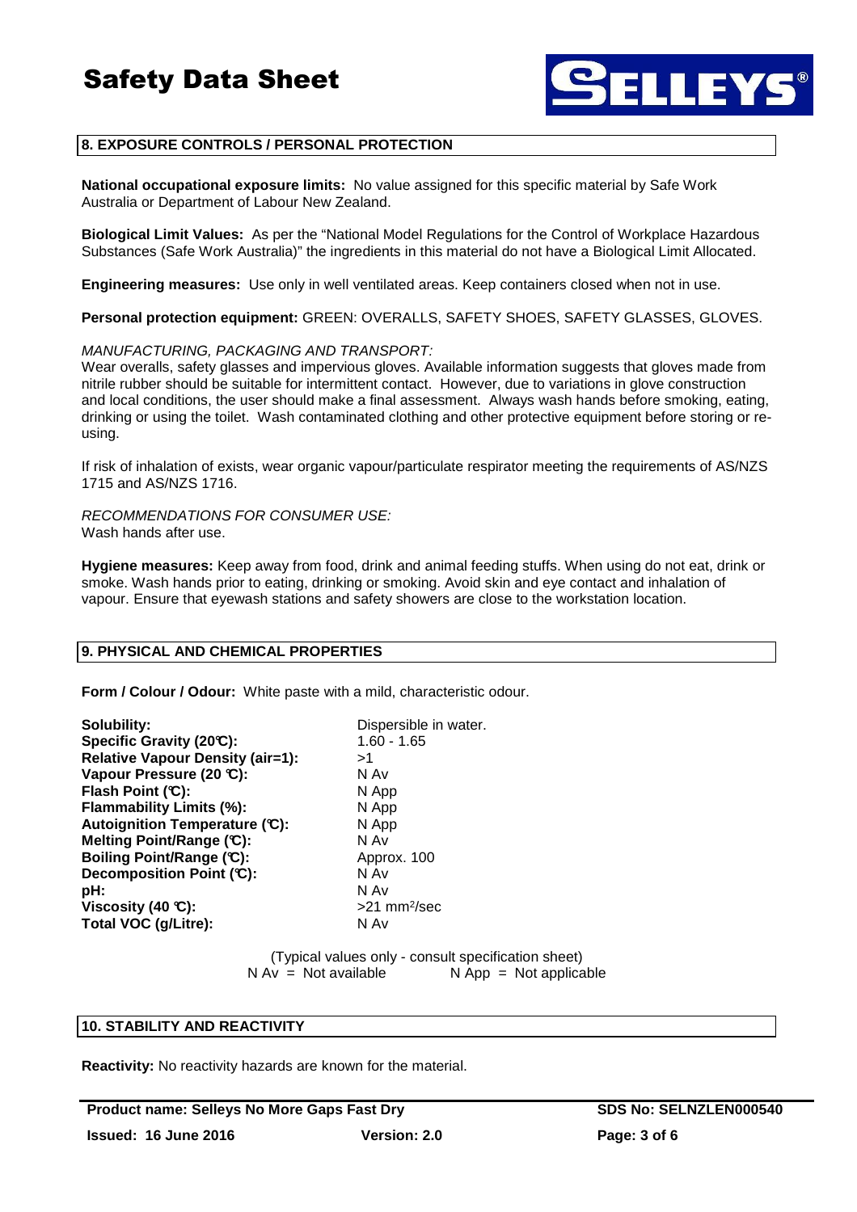## 8. EXPOSURE CONTROLS / PERSONAL PROTECTION

**National occupational exposure limits:** No value assigned for this specific material by Safe Work Australia or Department of Labour New Zealand.

**Biological Limit Values:** As per the "National Model Regulations for the Control of Workplace Hazardous Substances (Safe Work Australia)" the ingredients in this material do not have a Biological Limit Allocated.

**Engineering measures:** Use only in well ventilated areas. Keep containers closed when not in use.

**Personal protection equipment:** GREEN: OVERALLS, SAFETY SHOES, SAFETY GLASSES, GLOVES.

*MANUFACTURING, PACKAGING AND TRANSPORT:*
Wear overalls, safety glasses and impervious gloves. Available information suggests that gloves made from nitrile rubber should be suitable for intermittent contact. However, due to variations in glove construction and local conditions, the user should make a final assessment. Always wash hands before smoking, eating, drinking or using the toilet. Wash contaminated clothing and other protective equipment before storing or re-using.

If risk of inhalation of exists, wear organic vapour/particulate respirator meeting the requirements of AS/NZS 1715 and AS/NZS 1716.

*RECOMMENDATIONS FOR CONSUMER USE:*
Wash hands after use.

**Hygiene measures:** Keep away from food, drink and animal feeding stuffs. When using do not eat, drink or smoke. Wash hands prior to eating, drinking or smoking. Avoid skin and eye contact and inhalation of vapour. Ensure that eyewash stations and safety showers are close to the workstation location.

## 9. PHYSICAL AND CHEMICAL PROPERTIES

**Form / Colour / Odour:** White paste with a mild, characteristic odour.

| | |
|---|---|
| **Solubility:** | Dispersible in water. |
| **Specific Gravity (20°C):** | 1.60 - 1.65 |
| **Relative Vapour Density (air=1):** | >1 |
| **Vapour Pressure (20 °C):** | N Av |
| **Flash Point (°C):** | N App |
| **Flammability Limits (%):** | N App |
| **Autoignition Temperature (°C):** | N App |
| **Melting Point/Range (°C):** | N Av |
| **Boiling Point/Range (°C):** | Approx. 100 |
| **Decomposition Point (°C):** | N Av |
| **pH:** | N Av |
| **Viscosity (40 °C):** | >21 $mm^2$/sec |
| **Total VOC (g/Litre):** | N Av |

(Typical values only - consult specification sheet)
N Av = Not available N App = Not applicable

## 10. STABILITY AND REACTIVITY

**Reactivity:** No reactivity hazards are known for the material.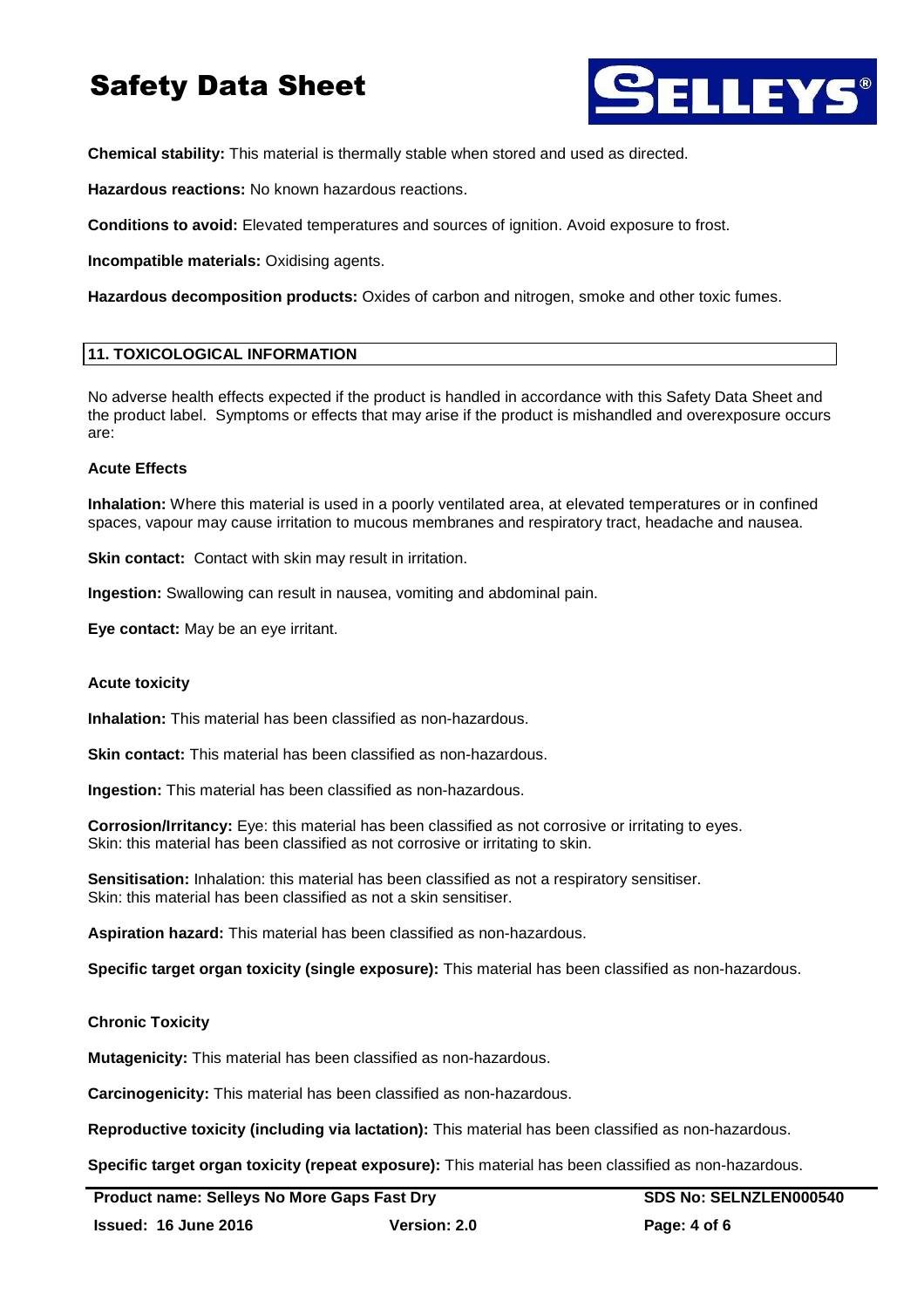**Chemical stability:** This material is thermally stable when stored and used as directed.

**Hazardous reactions:** No known hazardous reactions.

**Conditions to avoid:** Elevated temperatures and sources of ignition. Avoid exposure to frost.

**Incompatible materials:** Oxidising agents.

**Hazardous decomposition products:** Oxides of carbon and nitrogen, smoke and other toxic fumes.

## 11. TOXICOLOGICAL INFORMATION

No adverse health effects expected if the product is handled in accordance with this Safety Data Sheet and the product label. Symptoms or effects that may arise if the product is mishandled and overexposure occurs are:

### Acute Effects

**Inhalation:** Where this material is used in a poorly ventilated area, at elevated temperatures or in confined spaces, vapour may cause irritation to mucous membranes and respiratory tract, headache and nausea.

**Skin contact:** Contact with skin may result in irritation.

**Ingestion:** Swallowing can result in nausea, vomiting and abdominal pain.

**Eye contact:** May be an eye irritant.

### Acute toxicity

**Inhalation:** This material has been classified as non-hazardous.

**Skin contact:** This material has been classified as non-hazardous.

**Ingestion:** This material has been classified as non-hazardous.

**Corrosion/Irritancy:** Eye: this material has been classified as not corrosive or irritating to eyes.
Skin: this material has been classified as not corrosive or irritating to skin.

**Sensitisation:** Inhalation: this material has been classified as not a respiratory sensitiser.
Skin: this material has been classified as not a skin sensitiser.

**Aspiration hazard:** This material has been classified as non-hazardous.

**Specific target organ toxicity (single exposure):** This material has been classified as non-hazardous.

### Chronic Toxicity

**Mutagenicity:** This material has been classified as non-hazardous.

**Carcinogenicity:** This material has been classified as non-hazardous.

**Reproductive toxicity (including via lactation):** This material has been classified as non-hazardous.

**Specific target organ toxicity (repeat exposure):** This material has been classified as non-hazardous.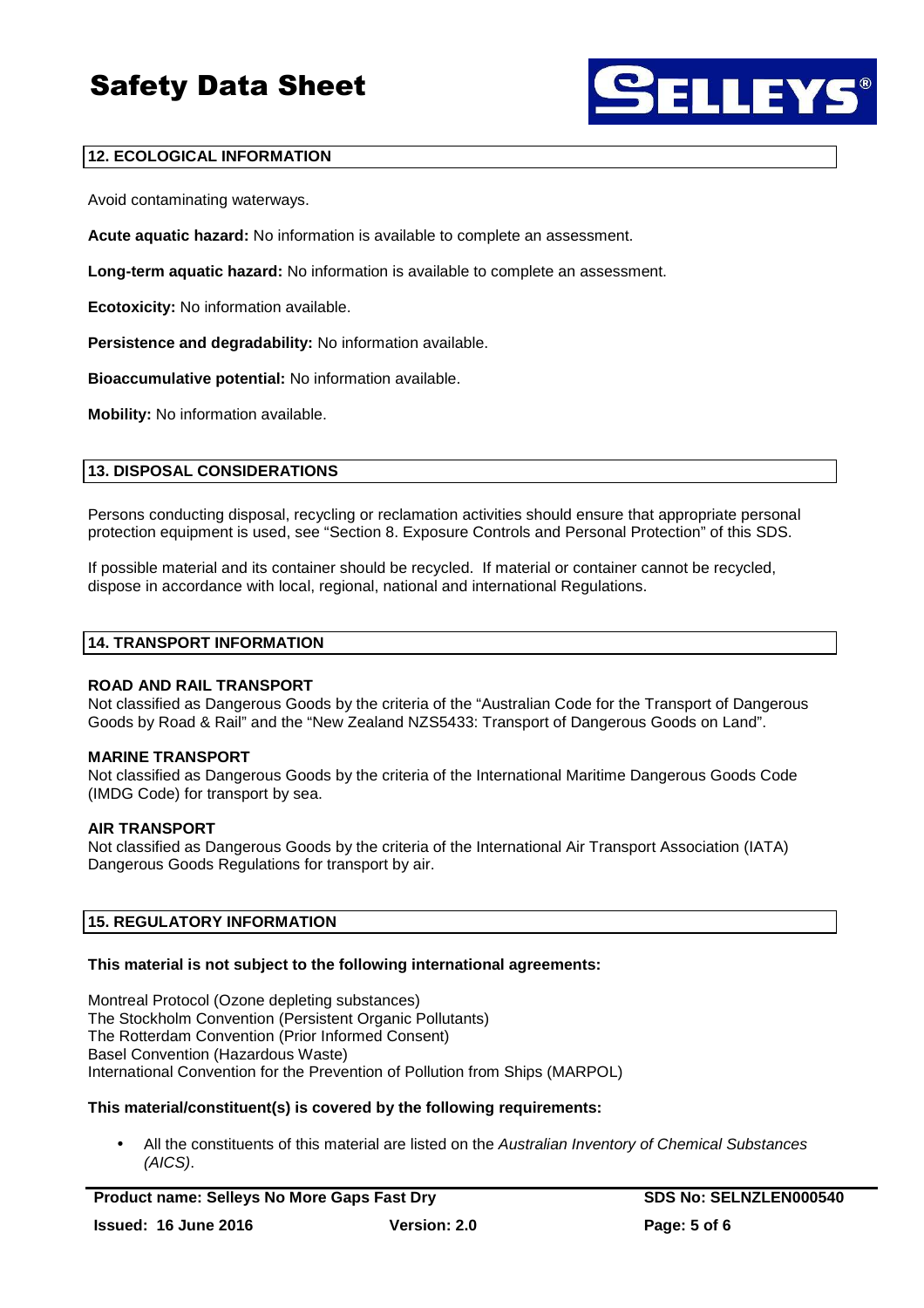## 12. ECOLOGICAL INFORMATION

Avoid contaminating waterways.

**Acute aquatic hazard:** No information is available to complete an assessment.

**Long-term aquatic hazard:** No information is available to complete an assessment.

**Ecotoxicity:** No information available.

**Persistence and degradability:** No information available.

**Bioaccumulative potential:** No information available.

**Mobility:** No information available.

## 13. DISPOSAL CONSIDERATIONS

Persons conducting disposal, recycling or reclamation activities should ensure that appropriate personal protection equipment is used, see "Section 8. Exposure Controls and Personal Protection" of this SDS.

If possible material and its container should be recycled. If material or container cannot be recycled, dispose in accordance with local, regional, national and international Regulations.

## 14. TRANSPORT INFORMATION

**ROAD AND RAIL TRANSPORT**
Not classified as Dangerous Goods by the criteria of the "Australian Code for the Transport of Dangerous Goods by Road & Rail" and the "New Zealand NZS5433: Transport of Dangerous Goods on Land".

**MARINE TRANSPORT**
Not classified as Dangerous Goods by the criteria of the International Maritime Dangerous Goods Code (IMDG Code) for transport by sea.

**AIR TRANSPORT**
Not classified as Dangerous Goods by the criteria of the International Air Transport Association (IATA) Dangerous Goods Regulations for transport by air.

## 15. REGULATORY INFORMATION

**This material is not subject to the following international agreements:**

Montreal Protocol (Ozone depleting substances)
The Stockholm Convention (Persistent Organic Pollutants)
The Rotterdam Convention (Prior Informed Consent)
Basel Convention (Hazardous Waste)
International Convention for the Prevention of Pollution from Ships (MARPOL)

**This material/constituent(s) is covered by the following requirements:**

- All the constituents of this material are listed on the *Australian Inventory of Chemical Substances (AICS)*.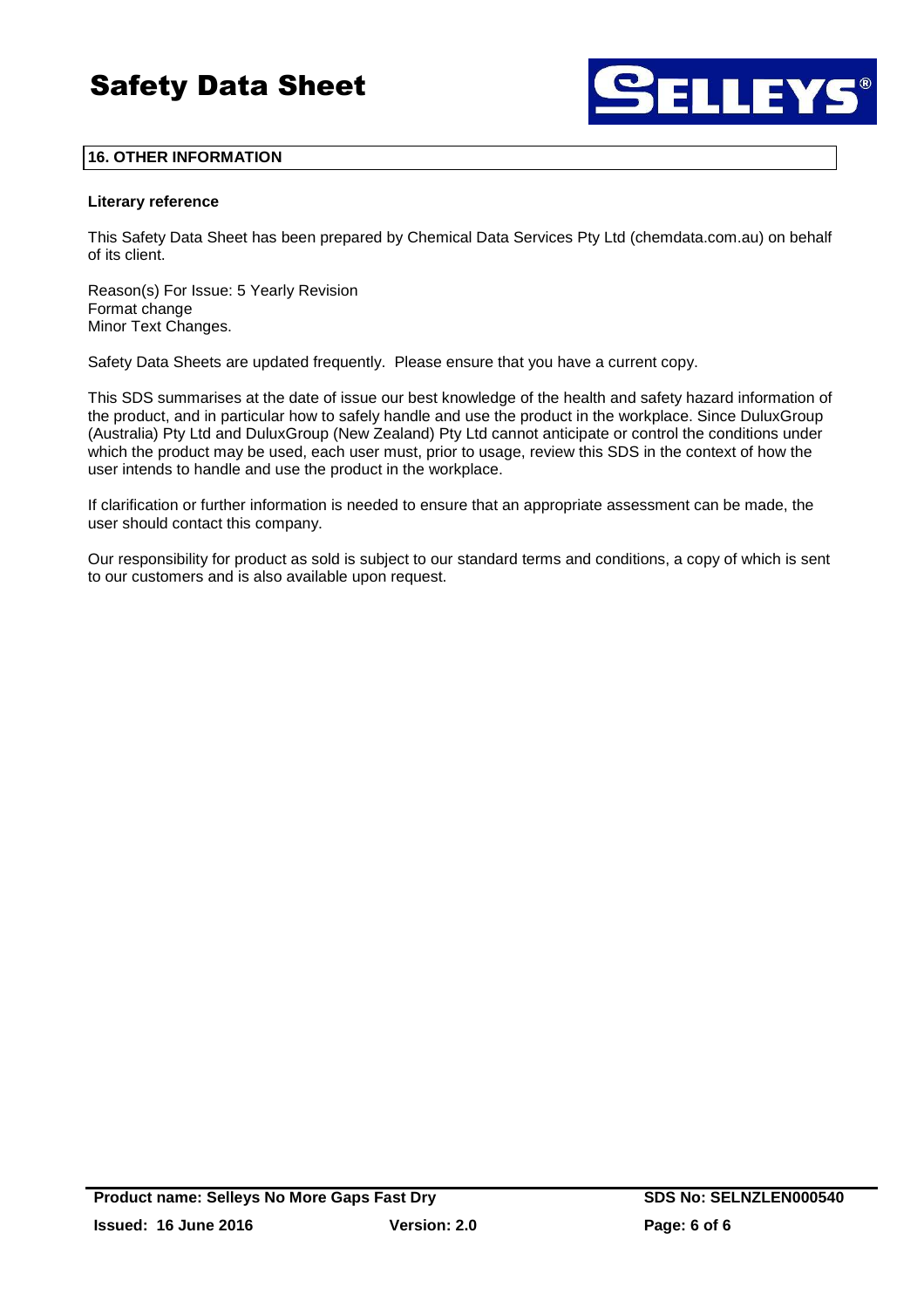## 16. OTHER INFORMATION

**Literary reference**

This Safety Data Sheet has been prepared by Chemical Data Services Pty Ltd (chemdata.com.au) on behalf of its client.

Reason(s) For Issue: 5 Yearly Revision
Format change
Minor Text Changes.

Safety Data Sheets are updated frequently. Please ensure that you have a current copy.

This SDS summarises at the date of issue our best knowledge of the health and safety hazard information of the product, and in particular how to safely handle and use the product in the workplace. Since DuluxGroup (Australia) Pty Ltd and DuluxGroup (New Zealand) Pty Ltd cannot anticipate or control the conditions under which the product may be used, each user must, prior to usage, review this SDS in the context of how the user intends to handle and use the product in the workplace.

If clarification or further information is needed to ensure that an appropriate assessment can be made, the user should contact this company.

Our responsibility for product as sold is subject to our standard terms and conditions, a copy of which is sent to our customers and is also available upon request.